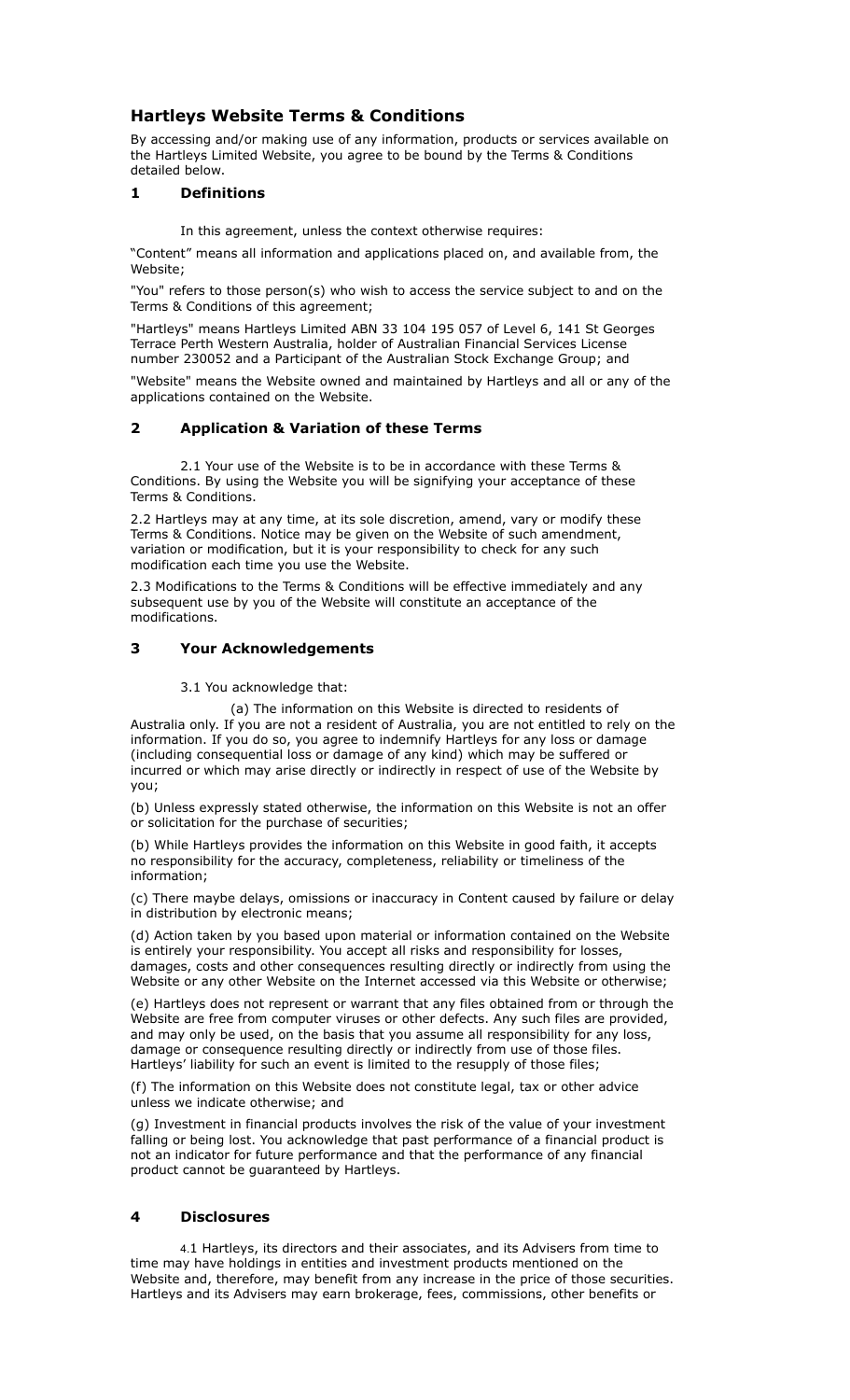## Hartleys Website Terms & Conditions

By accessing and/or making use of any information, products or services available on the Hartleys Limited Website, you agree to be bound by the Terms & Conditions detailed below.

### 1 Definitions

In this agreement, unless the context otherwise requires:

"Content" means all information and applications placed on, and available from, the Website;

"You" refers to those person(s) who wish to access the service subject to and on the Terms & Conditions of this agreement;

"Hartleys" means Hartleys Limited ABN 33 104 195 057 of Level 6, 141 St Georges Terrace Perth Western Australia, holder of Australian Financial Services License number 230052 and a Participant of the Australian Stock Exchange Group; and

"Website" means the Website owned and maintained by Hartleys and all or any of the applications contained on the Website.

### 2 Application & Variation of these Terms

2.1 Your use of the Website is to be in accordance with these Terms & Conditions. By using the Website you will be signifying your acceptance of these Terms & Conditions.

2.2 Hartleys may at any time, at its sole discretion, amend, vary or modify these Terms & Conditions. Notice may be given on the Website of such amendment, variation or modification, but it is your responsibility to check for any such modification each time you use the Website.

2.3 Modifications to the Terms & Conditions will be effective immediately and any subsequent use by you of the Website will constitute an acceptance of the modifications.

### 3 Your Acknowledgements

3.1 You acknowledge that:

(a) The information on this Website is directed to residents of Australia only. If you are not a resident of Australia, you are not entitled to rely on the information. If you do so, you agree to indemnify Hartleys for any loss or damage (including consequential loss or damage of any kind) which may be suffered or incurred or which may arise directly or indirectly in respect of use of the Website by you;

(b) Unless expressly stated otherwise, the information on this Website is not an offer or solicitation for the purchase of securities;

(b) While Hartleys provides the information on this Website in good faith, it accepts no responsibility for the accuracy, completeness, reliability or timeliness of the information;

(c) There maybe delays, omissions or inaccuracy in Content caused by failure or delay in distribution by electronic means;

(d) Action taken by you based upon material or information contained on the Website is entirely your responsibility. You accept all risks and responsibility for losses, damages, costs and other consequences resulting directly or indirectly from using the Website or any other Website on the Internet accessed via this Website or otherwise;

(e) Hartleys does not represent or warrant that any files obtained from or through the Website are free from computer viruses or other defects. Any such files are provided, and may only be used, on the basis that you assume all responsibility for any loss, damage or consequence resulting directly or indirectly from use of those files. Hartleys' liability for such an event is limited to the resupply of those files;

(f) The information on this Website does not constitute legal, tax or other advice unless we indicate otherwise; and

(g) Investment in financial products involves the risk of the value of your investment falling or being lost. You acknowledge that past performance of a financial product is not an indicator for future performance and that the performance of any financial product cannot be guaranteed by Hartleys.

### 4 Disclosures

4.1 Hartleys, its directors and their associates, and its Advisers from time to time may have holdings in entities and investment products mentioned on the Website and, therefore, may benefit from any increase in the price of those securities. Hartleys and its Advisers may earn brokerage, fees, commissions, other benefits or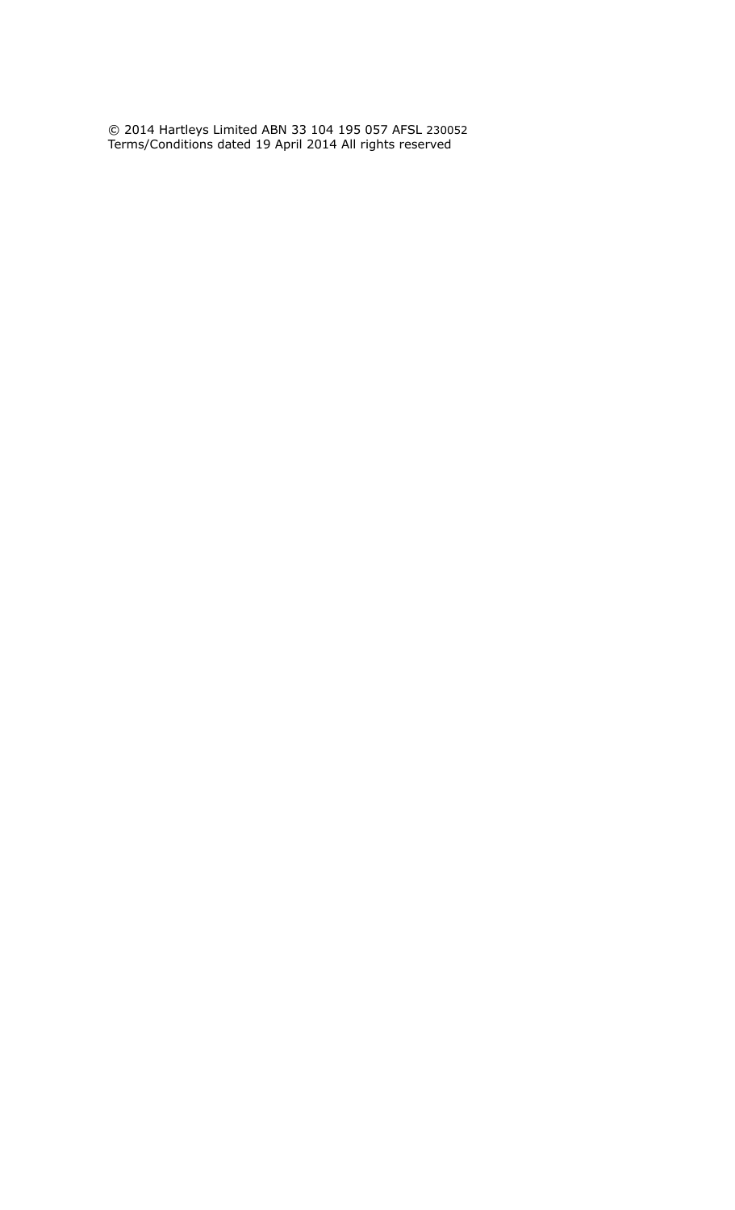© 2014 Hartleys Limited ABN 33 104 195 057 AFSL 230052
Terms/Conditions dated 19 April 2014 All rights reserved